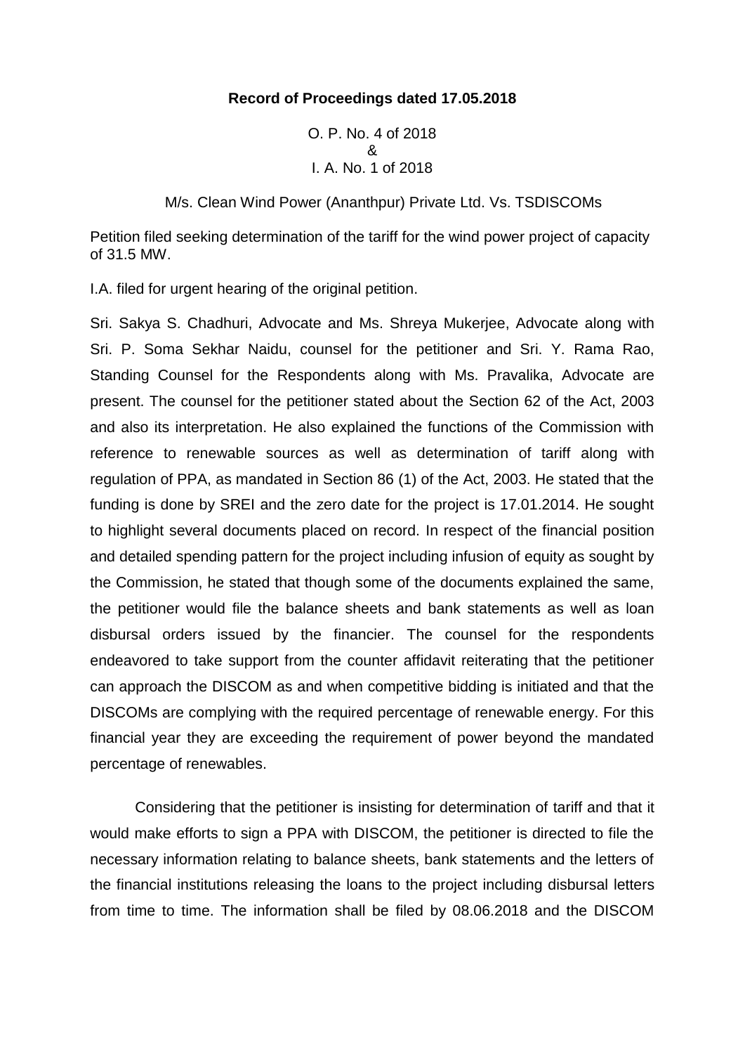**Record of Proceedings dated 17.05.2018**

O. P. No. 4 of 2018
&
I. A. No. 1 of 2018

M/s. Clean Wind Power (Ananthpur) Private Ltd. Vs. TSDISCOMs

Petition filed seeking determination of the tariff for the wind power project of capacity of 31.5 MW.

I.A. filed for urgent hearing of the original petition.

Sri. Sakya S. Chadhuri, Advocate and Ms. Shreya Mukerjee, Advocate along with Sri. P. Soma Sekhar Naidu, counsel for the petitioner and Sri. Y. Rama Rao, Standing Counsel for the Respondents along with Ms. Pravalika, Advocate are present. The counsel for the petitioner stated about the Section 62 of the Act, 2003 and also its interpretation. He also explained the functions of the Commission with reference to renewable sources as well as determination of tariff along with regulation of PPA, as mandated in Section 86 (1) of the Act, 2003. He stated that the funding is done by SREI and the zero date for the project is 17.01.2014. He sought to highlight several documents placed on record. In respect of the financial position and detailed spending pattern for the project including infusion of equity as sought by the Commission, he stated that though some of the documents explained the same, the petitioner would file the balance sheets and bank statements as well as loan disbursal orders issued by the financier. The counsel for the respondents endeavored to take support from the counter affidavit reiterating that the petitioner can approach the DISCOM as and when competitive bidding is initiated and that the DISCOMs are complying with the required percentage of renewable energy. For this financial year they are exceeding the requirement of power beyond the mandated percentage of renewables.

Considering that the petitioner is insisting for determination of tariff and that it would make efforts to sign a PPA with DISCOM, the petitioner is directed to file the necessary information relating to balance sheets, bank statements and the letters of the financial institutions releasing the loans to the project including disbursal letters from time to time. The information shall be filed by 08.06.2018 and the DISCOM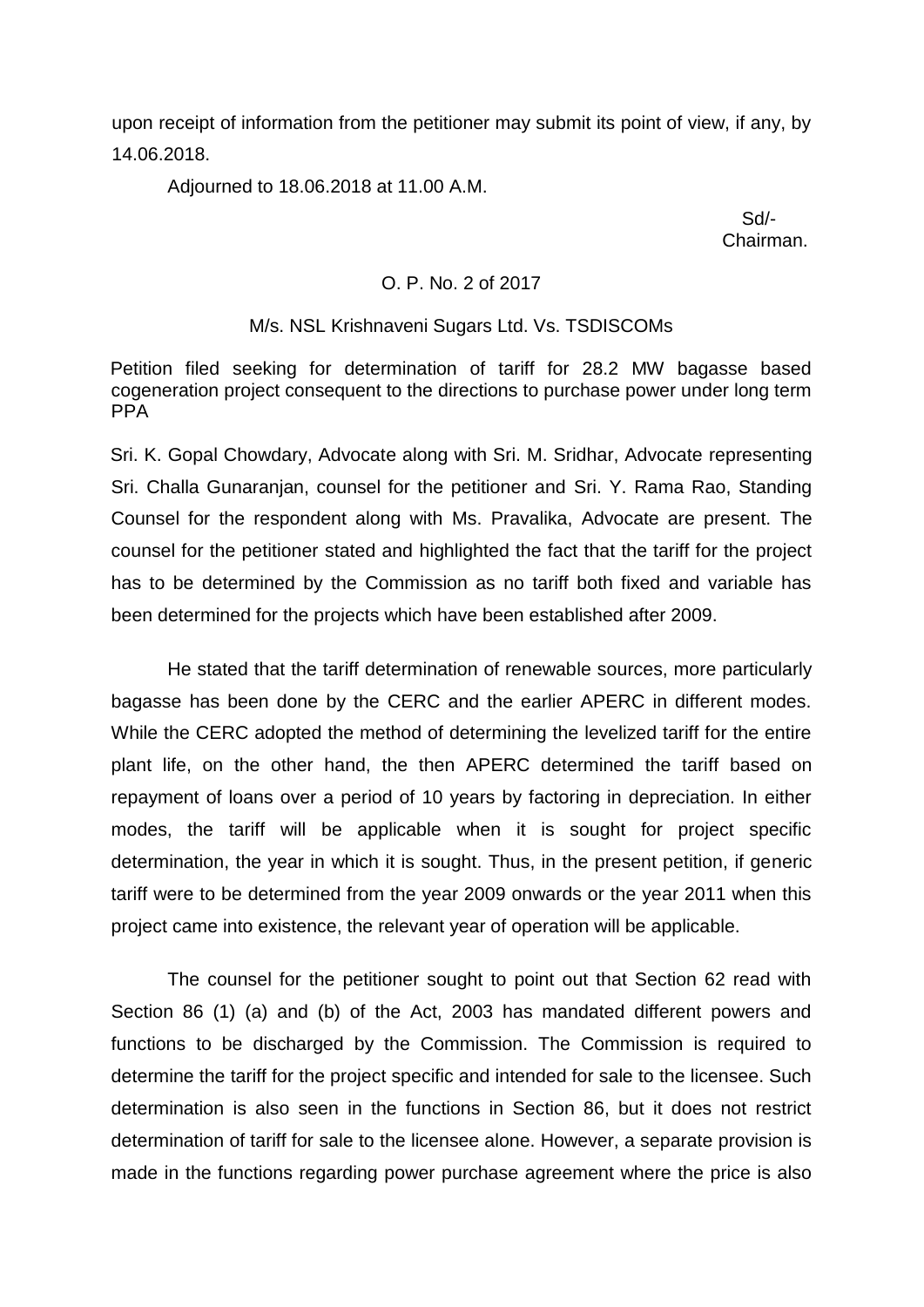upon receipt of information from the petitioner may submit its point of view, if any, by 14.06.2018.

Adjourned to 18.06.2018 at 11.00 A.M.

Sd/-
Chairman.

O. P. No. 2 of 2017

M/s. NSL Krishnaveni Sugars Ltd. Vs. TSDISCOMs

Petition filed seeking for determination of tariff for 28.2 MW bagasse based cogeneration project consequent to the directions to purchase power under long term PPA

Sri. K. Gopal Chowdary, Advocate along with Sri. M. Sridhar, Advocate representing Sri. Challa Gunaranjan, counsel for the petitioner and Sri. Y. Rama Rao, Standing Counsel for the respondent along with Ms. Pravalika, Advocate are present. The counsel for the petitioner stated and highlighted the fact that the tariff for the project has to be determined by the Commission as no tariff both fixed and variable has been determined for the projects which have been established after 2009.

He stated that the tariff determination of renewable sources, more particularly bagasse has been done by the CERC and the earlier APERC in different modes. While the CERC adopted the method of determining the levelized tariff for the entire plant life, on the other hand, the then APERC determined the tariff based on repayment of loans over a period of 10 years by factoring in depreciation. In either modes, the tariff will be applicable when it is sought for project specific determination, the year in which it is sought. Thus, in the present petition, if generic tariff were to be determined from the year 2009 onwards or the year 2011 when this project came into existence, the relevant year of operation will be applicable.

The counsel for the petitioner sought to point out that Section 62 read with Section 86 (1) (a) and (b) of the Act, 2003 has mandated different powers and functions to be discharged by the Commission. The Commission is required to determine the tariff for the project specific and intended for sale to the licensee. Such determination is also seen in the functions in Section 86, but it does not restrict determination of tariff for sale to the licensee alone. However, a separate provision is made in the functions regarding power purchase agreement where the price is also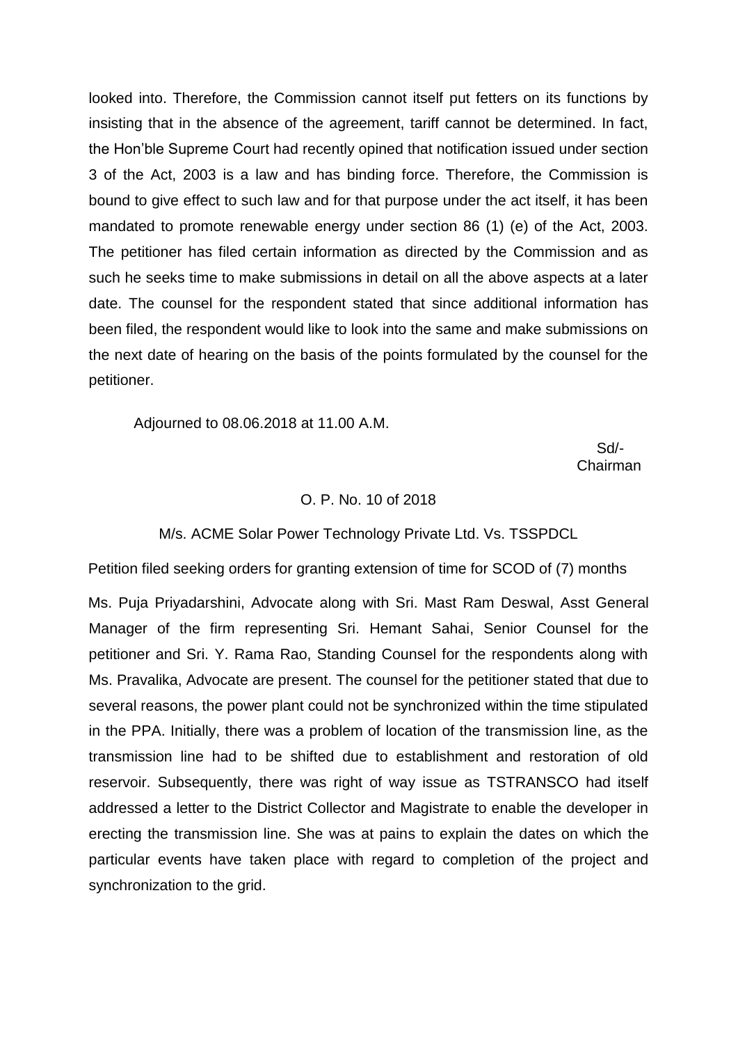looked into. Therefore, the Commission cannot itself put fetters on its functions by insisting that in the absence of the agreement, tariff cannot be determined. In fact, the Hon'ble Supreme Court had recently opined that notification issued under section 3 of the Act, 2003 is a law and has binding force. Therefore, the Commission is bound to give effect to such law and for that purpose under the act itself, it has been mandated to promote renewable energy under section 86 (1) (e) of the Act, 2003. The petitioner has filed certain information as directed by the Commission and as such he seeks time to make submissions in detail on all the above aspects at a later date. The counsel for the respondent stated that since additional information has been filed, the respondent would like to look into the same and make submissions on the next date of hearing on the basis of the points formulated by the counsel for the petitioner.

Adjourned to 08.06.2018 at 11.00 A.M.

Sd/-
Chairman

O. P. No. 10 of 2018

M/s. ACME Solar Power Technology Private Ltd. Vs. TSSPDCL

Petition filed seeking orders for granting extension of time for SCOD of (7) months

Ms. Puja Priyadarshini, Advocate along with Sri. Mast Ram Deswal, Asst General Manager of the firm representing Sri. Hemant Sahai, Senior Counsel for the petitioner and Sri. Y. Rama Rao, Standing Counsel for the respondents along with Ms. Pravalika, Advocate are present. The counsel for the petitioner stated that due to several reasons, the power plant could not be synchronized within the time stipulated in the PPA. Initially, there was a problem of location of the transmission line, as the transmission line had to be shifted due to establishment and restoration of old reservoir. Subsequently, there was right of way issue as TSTRANSCO had itself addressed a letter to the District Collector and Magistrate to enable the developer in erecting the transmission line. She was at pains to explain the dates on which the particular events have taken place with regard to completion of the project and synchronization to the grid.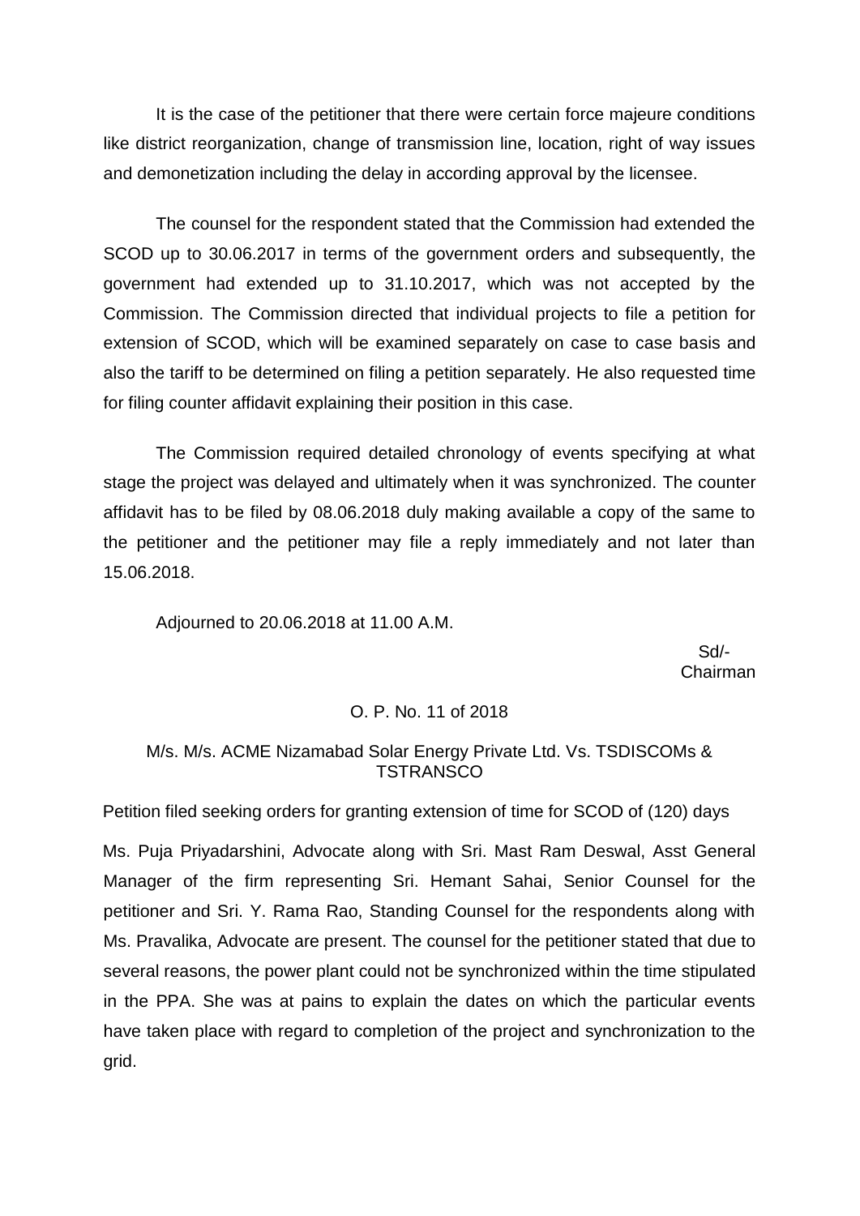It is the case of the petitioner that there were certain force majeure conditions like district reorganization, change of transmission line, location, right of way issues and demonetization including the delay in according approval by the licensee.

The counsel for the respondent stated that the Commission had extended the SCOD up to 30.06.2017 in terms of the government orders and subsequently, the government had extended up to 31.10.2017, which was not accepted by the Commission. The Commission directed that individual projects to file a petition for extension of SCOD, which will be examined separately on case to case basis and also the tariff to be determined on filing a petition separately. He also requested time for filing counter affidavit explaining their position in this case.

The Commission required detailed chronology of events specifying at what stage the project was delayed and ultimately when it was synchronized. The counter affidavit has to be filed by 08.06.2018 duly making available a copy of the same to the petitioner and the petitioner may file a reply immediately and not later than 15.06.2018.

Adjourned to 20.06.2018 at 11.00 A.M.

Sd/-
Chairman

O. P. No. 11 of 2018

M/s. M/s. ACME Nizamabad Solar Energy Private Ltd. Vs. TSDISCOMs & TSTRANSCO

Petition filed seeking orders for granting extension of time for SCOD of (120) days

Ms. Puja Priyadarshini, Advocate along with Sri. Mast Ram Deswal, Asst General Manager of the firm representing Sri. Hemant Sahai, Senior Counsel for the petitioner and Sri. Y. Rama Rao, Standing Counsel for the respondents along with Ms. Pravalika, Advocate are present. The counsel for the petitioner stated that due to several reasons, the power plant could not be synchronized within the time stipulated in the PPA. She was at pains to explain the dates on which the particular events have taken place with regard to completion of the project and synchronization to the grid.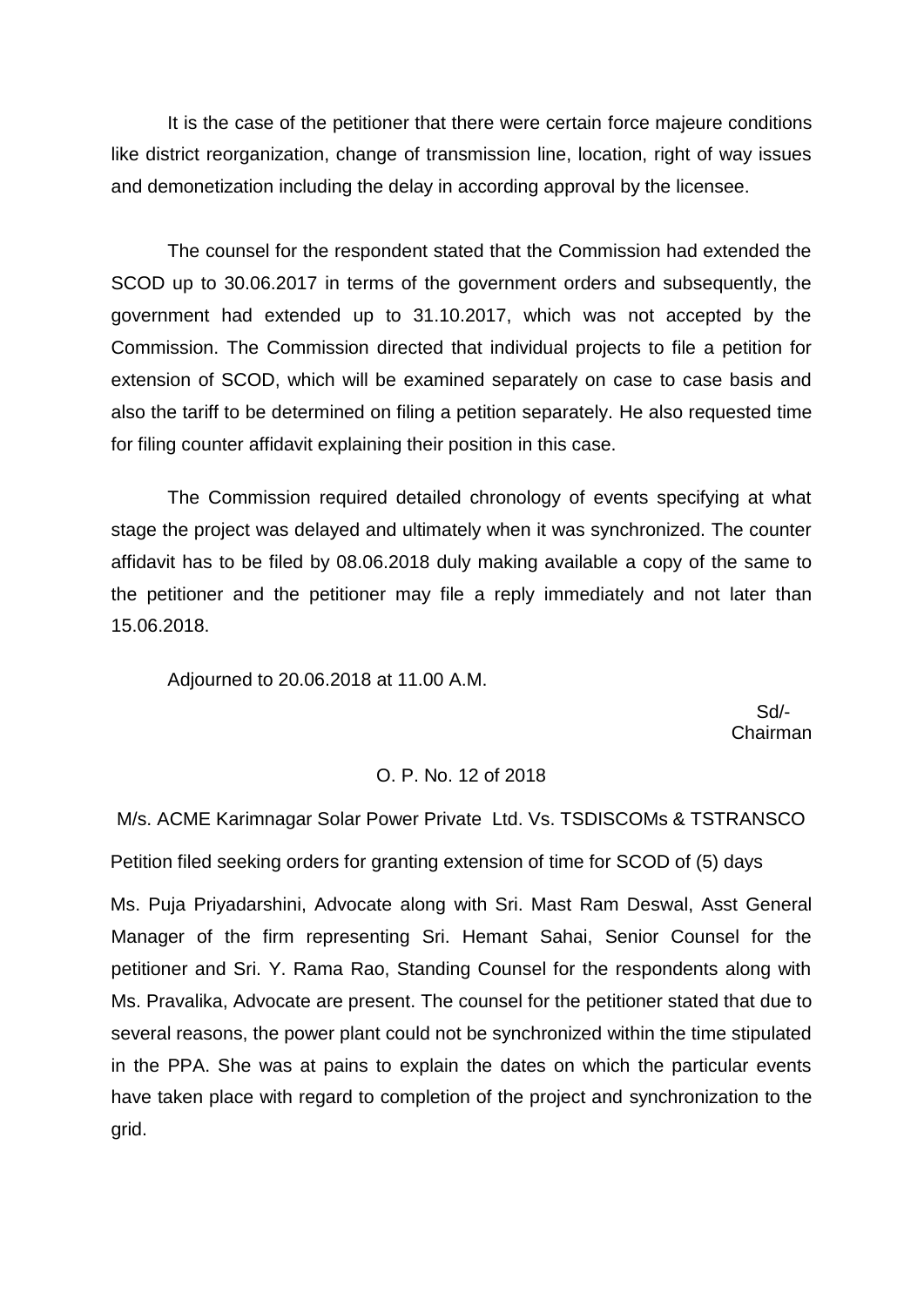It is the case of the petitioner that there were certain force majeure conditions like district reorganization, change of transmission line, location, right of way issues and demonetization including the delay in according approval by the licensee.

The counsel for the respondent stated that the Commission had extended the SCOD up to 30.06.2017 in terms of the government orders and subsequently, the government had extended up to 31.10.2017, which was not accepted by the Commission. The Commission directed that individual projects to file a petition for extension of SCOD, which will be examined separately on case to case basis and also the tariff to be determined on filing a petition separately. He also requested time for filing counter affidavit explaining their position in this case.

The Commission required detailed chronology of events specifying at what stage the project was delayed and ultimately when it was synchronized. The counter affidavit has to be filed by 08.06.2018 duly making available a copy of the same to the petitioner and the petitioner may file a reply immediately and not later than 15.06.2018.

Adjourned to 20.06.2018 at 11.00 A.M.

Sd/-
Chairman

O. P. No. 12 of 2018

M/s. ACME Karimnagar Solar Power Private Ltd. Vs. TSDISCOMs & TSTRANSCO

Petition filed seeking orders for granting extension of time for SCOD of (5) days

Ms. Puja Priyadarshini, Advocate along with Sri. Mast Ram Deswal, Asst General Manager of the firm representing Sri. Hemant Sahai, Senior Counsel for the petitioner and Sri. Y. Rama Rao, Standing Counsel for the respondents along with Ms. Pravalika, Advocate are present. The counsel for the petitioner stated that due to several reasons, the power plant could not be synchronized within the time stipulated in the PPA. She was at pains to explain the dates on which the particular events have taken place with regard to completion of the project and synchronization to the grid.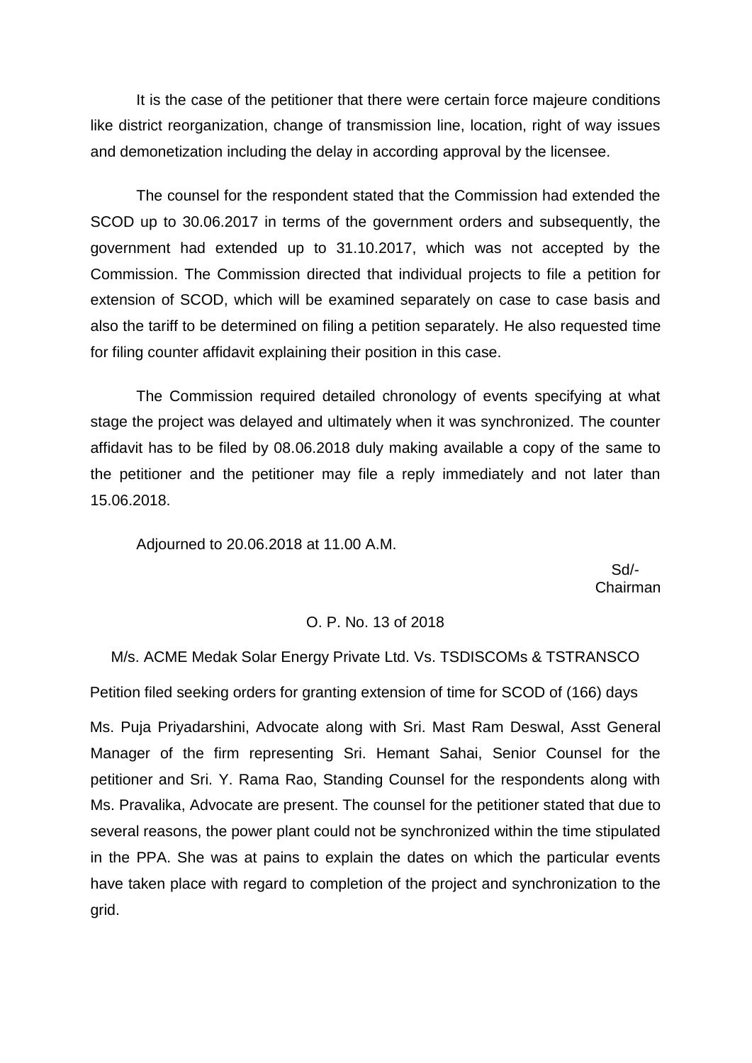It is the case of the petitioner that there were certain force majeure conditions like district reorganization, change of transmission line, location, right of way issues and demonetization including the delay in according approval by the licensee.

The counsel for the respondent stated that the Commission had extended the SCOD up to 30.06.2017 in terms of the government orders and subsequently, the government had extended up to 31.10.2017, which was not accepted by the Commission. The Commission directed that individual projects to file a petition for extension of SCOD, which will be examined separately on case to case basis and also the tariff to be determined on filing a petition separately. He also requested time for filing counter affidavit explaining their position in this case.

The Commission required detailed chronology of events specifying at what stage the project was delayed and ultimately when it was synchronized. The counter affidavit has to be filed by 08.06.2018 duly making available a copy of the same to the petitioner and the petitioner may file a reply immediately and not later than 15.06.2018.

Adjourned to 20.06.2018 at 11.00 A.M.

Sd/-
Chairman

O. P. No. 13 of 2018

M/s. ACME Medak Solar Energy Private Ltd. Vs. TSDISCOMs & TSTRANSCO

Petition filed seeking orders for granting extension of time for SCOD of (166) days

Ms. Puja Priyadarshini, Advocate along with Sri. Mast Ram Deswal, Asst General Manager of the firm representing Sri. Hemant Sahai, Senior Counsel for the petitioner and Sri. Y. Rama Rao, Standing Counsel for the respondents along with Ms. Pravalika, Advocate are present. The counsel for the petitioner stated that due to several reasons, the power plant could not be synchronized within the time stipulated in the PPA. She was at pains to explain the dates on which the particular events have taken place with regard to completion of the project and synchronization to the grid.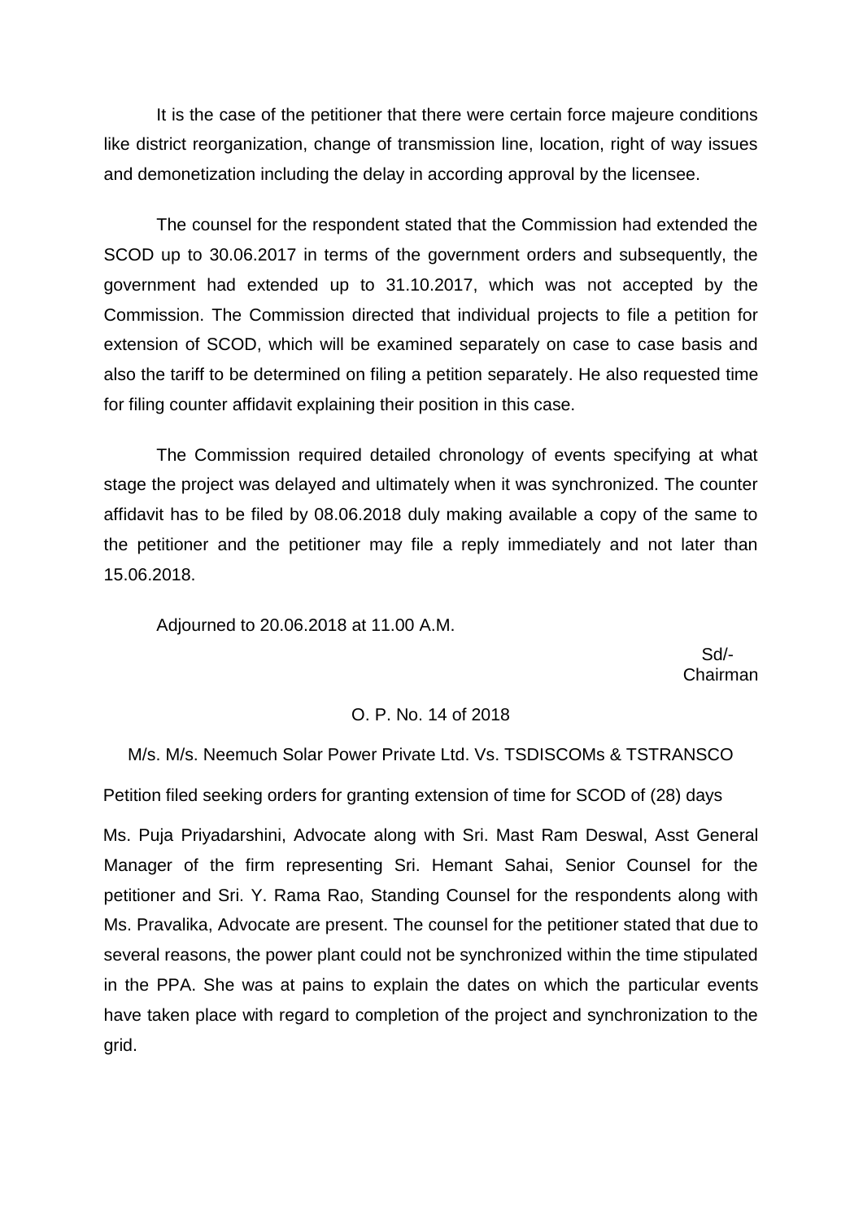It is the case of the petitioner that there were certain force majeure conditions like district reorganization, change of transmission line, location, right of way issues and demonetization including the delay in according approval by the licensee.

The counsel for the respondent stated that the Commission had extended the SCOD up to 30.06.2017 in terms of the government orders and subsequently, the government had extended up to 31.10.2017, which was not accepted by the Commission. The Commission directed that individual projects to file a petition for extension of SCOD, which will be examined separately on case to case basis and also the tariff to be determined on filing a petition separately. He also requested time for filing counter affidavit explaining their position in this case.

The Commission required detailed chronology of events specifying at what stage the project was delayed and ultimately when it was synchronized. The counter affidavit has to be filed by 08.06.2018 duly making available a copy of the same to the petitioner and the petitioner may file a reply immediately and not later than 15.06.2018.

Adjourned to 20.06.2018 at 11.00 A.M.

Sd/-
Chairman

O. P. No. 14 of 2018

M/s. M/s. Neemuch Solar Power Private Ltd. Vs. TSDISCOMs & TSTRANSCO

Petition filed seeking orders for granting extension of time for SCOD of (28) days

Ms. Puja Priyadarshini, Advocate along with Sri. Mast Ram Deswal, Asst General Manager of the firm representing Sri. Hemant Sahai, Senior Counsel for the petitioner and Sri. Y. Rama Rao, Standing Counsel for the respondents along with Ms. Pravalika, Advocate are present. The counsel for the petitioner stated that due to several reasons, the power plant could not be synchronized within the time stipulated in the PPA. She was at pains to explain the dates on which the particular events have taken place with regard to completion of the project and synchronization to the grid.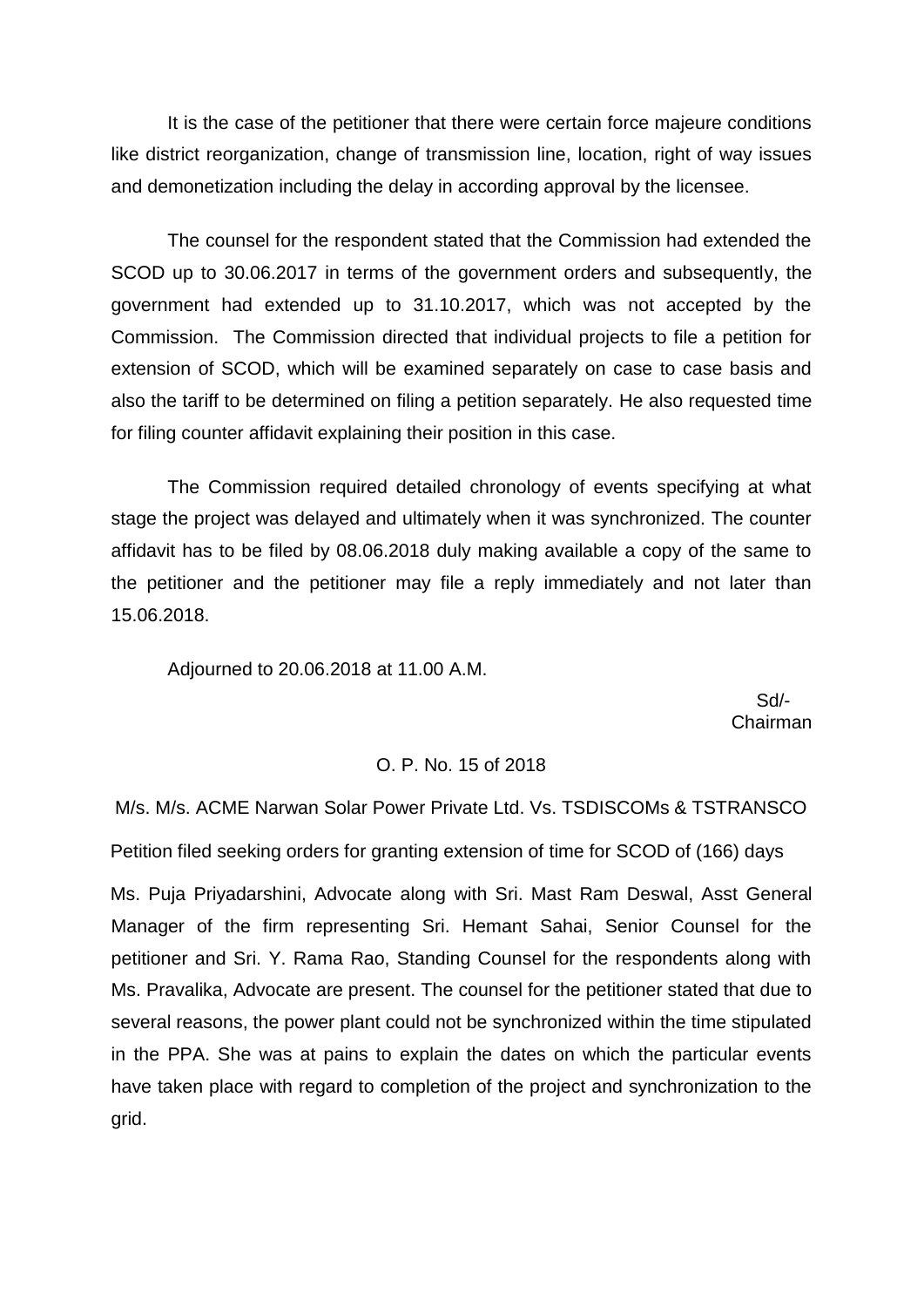It is the case of the petitioner that there were certain force majeure conditions like district reorganization, change of transmission line, location, right of way issues and demonetization including the delay in according approval by the licensee.

The counsel for the respondent stated that the Commission had extended the SCOD up to 30.06.2017 in terms of the government orders and subsequently, the government had extended up to 31.10.2017, which was not accepted by the Commission. The Commission directed that individual projects to file a petition for extension of SCOD, which will be examined separately on case to case basis and also the tariff to be determined on filing a petition separately. He also requested time for filing counter affidavit explaining their position in this case.

The Commission required detailed chronology of events specifying at what stage the project was delayed and ultimately when it was synchronized. The counter affidavit has to be filed by 08.06.2018 duly making available a copy of the same to the petitioner and the petitioner may file a reply immediately and not later than 15.06.2018.

Adjourned to 20.06.2018 at 11.00 A.M.

Sd/-
Chairman

O. P. No. 15 of 2018

M/s. M/s. ACME Narwan Solar Power Private Ltd. Vs. TSDISCOMs & TSTRANSCO

Petition filed seeking orders for granting extension of time for SCOD of (166) days

Ms. Puja Priyadarshini, Advocate along with Sri. Mast Ram Deswal, Asst General Manager of the firm representing Sri. Hemant Sahai, Senior Counsel for the petitioner and Sri. Y. Rama Rao, Standing Counsel for the respondents along with Ms. Pravalika, Advocate are present. The counsel for the petitioner stated that due to several reasons, the power plant could not be synchronized within the time stipulated in the PPA. She was at pains to explain the dates on which the particular events have taken place with regard to completion of the project and synchronization to the grid.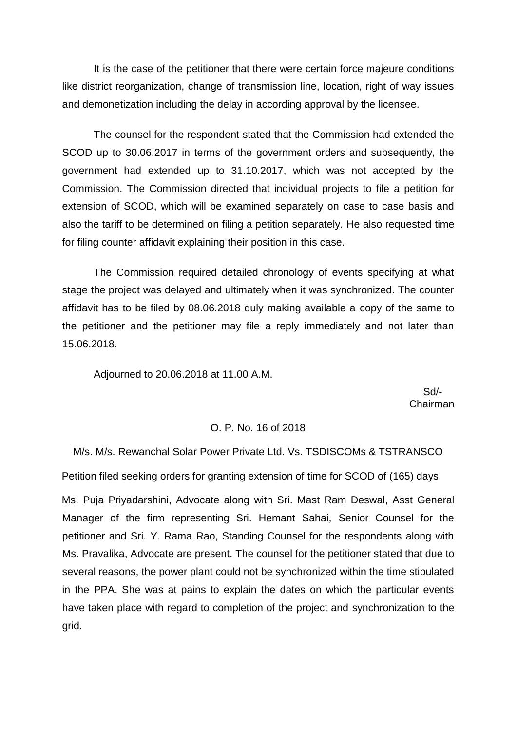It is the case of the petitioner that there were certain force majeure conditions like district reorganization, change of transmission line, location, right of way issues and demonetization including the delay in according approval by the licensee.

The counsel for the respondent stated that the Commission had extended the SCOD up to 30.06.2017 in terms of the government orders and subsequently, the government had extended up to 31.10.2017, which was not accepted by the Commission. The Commission directed that individual projects to file a petition for extension of SCOD, which will be examined separately on case to case basis and also the tariff to be determined on filing a petition separately. He also requested time for filing counter affidavit explaining their position in this case.

The Commission required detailed chronology of events specifying at what stage the project was delayed and ultimately when it was synchronized. The counter affidavit has to be filed by 08.06.2018 duly making available a copy of the same to the petitioner and the petitioner may file a reply immediately and not later than 15.06.2018.

Adjourned to 20.06.2018 at 11.00 A.M.

Sd/-
Chairman

O. P. No. 16 of 2018

M/s. M/s. Rewanchal Solar Power Private Ltd. Vs. TSDISCOMs & TSTRANSCO

Petition filed seeking orders for granting extension of time for SCOD of (165) days

Ms. Puja Priyadarshini, Advocate along with Sri. Mast Ram Deswal, Asst General Manager of the firm representing Sri. Hemant Sahai, Senior Counsel for the petitioner and Sri. Y. Rama Rao, Standing Counsel for the respondents along with Ms. Pravalika, Advocate are present. The counsel for the petitioner stated that due to several reasons, the power plant could not be synchronized within the time stipulated in the PPA. She was at pains to explain the dates on which the particular events have taken place with regard to completion of the project and synchronization to the grid.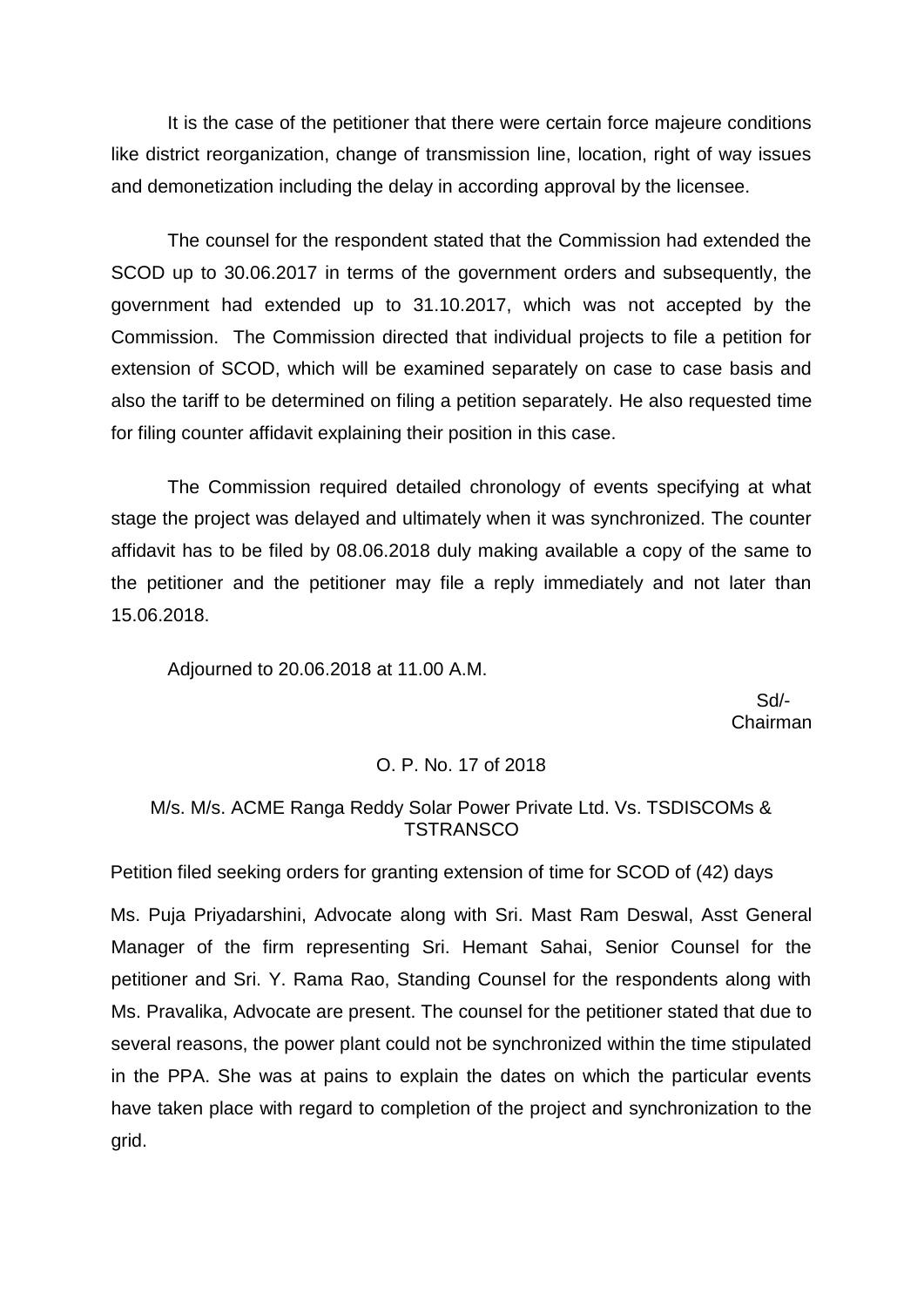It is the case of the petitioner that there were certain force majeure conditions like district reorganization, change of transmission line, location, right of way issues and demonetization including the delay in according approval by the licensee.

The counsel for the respondent stated that the Commission had extended the SCOD up to 30.06.2017 in terms of the government orders and subsequently, the government had extended up to 31.10.2017, which was not accepted by the Commission. The Commission directed that individual projects to file a petition for extension of SCOD, which will be examined separately on case to case basis and also the tariff to be determined on filing a petition separately. He also requested time for filing counter affidavit explaining their position in this case.

The Commission required detailed chronology of events specifying at what stage the project was delayed and ultimately when it was synchronized. The counter affidavit has to be filed by 08.06.2018 duly making available a copy of the same to the petitioner and the petitioner may file a reply immediately and not later than 15.06.2018.

Adjourned to 20.06.2018 at 11.00 A.M.

Sd/-
Chairman

O. P. No. 17 of 2018

M/s. M/s. ACME Ranga Reddy Solar Power Private Ltd. Vs. TSDISCOMs & TSTRANSCO

Petition filed seeking orders for granting extension of time for SCOD of (42) days

Ms. Puja Priyadarshini, Advocate along with Sri. Mast Ram Deswal, Asst General Manager of the firm representing Sri. Hemant Sahai, Senior Counsel for the petitioner and Sri. Y. Rama Rao, Standing Counsel for the respondents along with Ms. Pravalika, Advocate are present. The counsel for the petitioner stated that due to several reasons, the power plant could not be synchronized within the time stipulated in the PPA. She was at pains to explain the dates on which the particular events have taken place with regard to completion of the project and synchronization to the grid.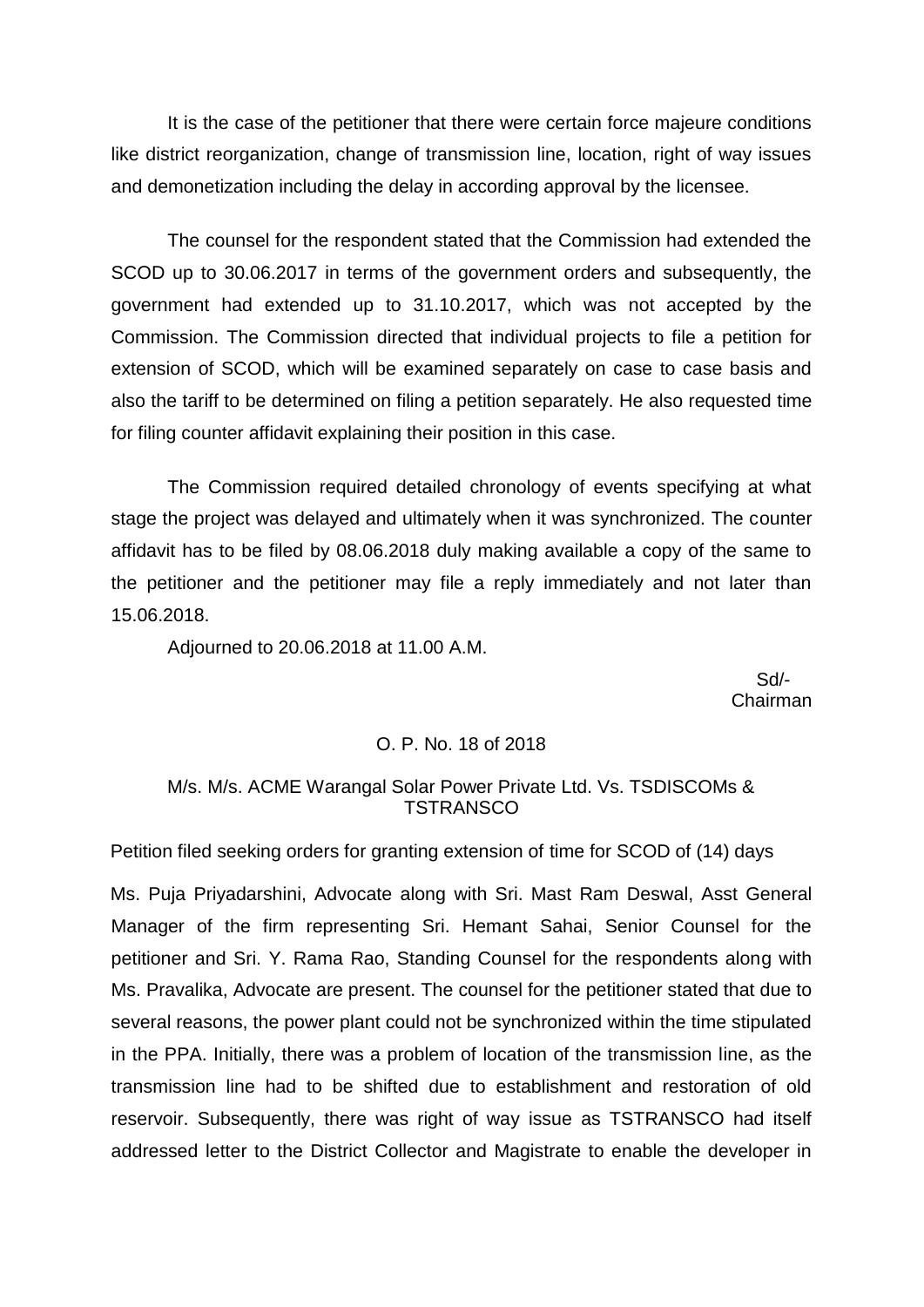It is the case of the petitioner that there were certain force majeure conditions like district reorganization, change of transmission line, location, right of way issues and demonetization including the delay in according approval by the licensee.

The counsel for the respondent stated that the Commission had extended the SCOD up to 30.06.2017 in terms of the government orders and subsequently, the government had extended up to 31.10.2017, which was not accepted by the Commission. The Commission directed that individual projects to file a petition for extension of SCOD, which will be examined separately on case to case basis and also the tariff to be determined on filing a petition separately. He also requested time for filing counter affidavit explaining their position in this case.

The Commission required detailed chronology of events specifying at what stage the project was delayed and ultimately when it was synchronized. The counter affidavit has to be filed by 08.06.2018 duly making available a copy of the same to the petitioner and the petitioner may file a reply immediately and not later than 15.06.2018.

Adjourned to 20.06.2018 at 11.00 A.M.

Sd/-
Chairman

O. P. No. 18 of 2018

M/s. M/s. ACME Warangal Solar Power Private Ltd. Vs. TSDISCOMs & TSTRANSCO

Petition filed seeking orders for granting extension of time for SCOD of (14) days

Ms. Puja Priyadarshini, Advocate along with Sri. Mast Ram Deswal, Asst General Manager of the firm representing Sri. Hemant Sahai, Senior Counsel for the petitioner and Sri. Y. Rama Rao, Standing Counsel for the respondents along with Ms. Pravalika, Advocate are present. The counsel for the petitioner stated that due to several reasons, the power plant could not be synchronized within the time stipulated in the PPA. Initially, there was a problem of location of the transmission line, as the transmission line had to be shifted due to establishment and restoration of old reservoir. Subsequently, there was right of way issue as TSTRANSCO had itself addressed letter to the District Collector and Magistrate to enable the developer in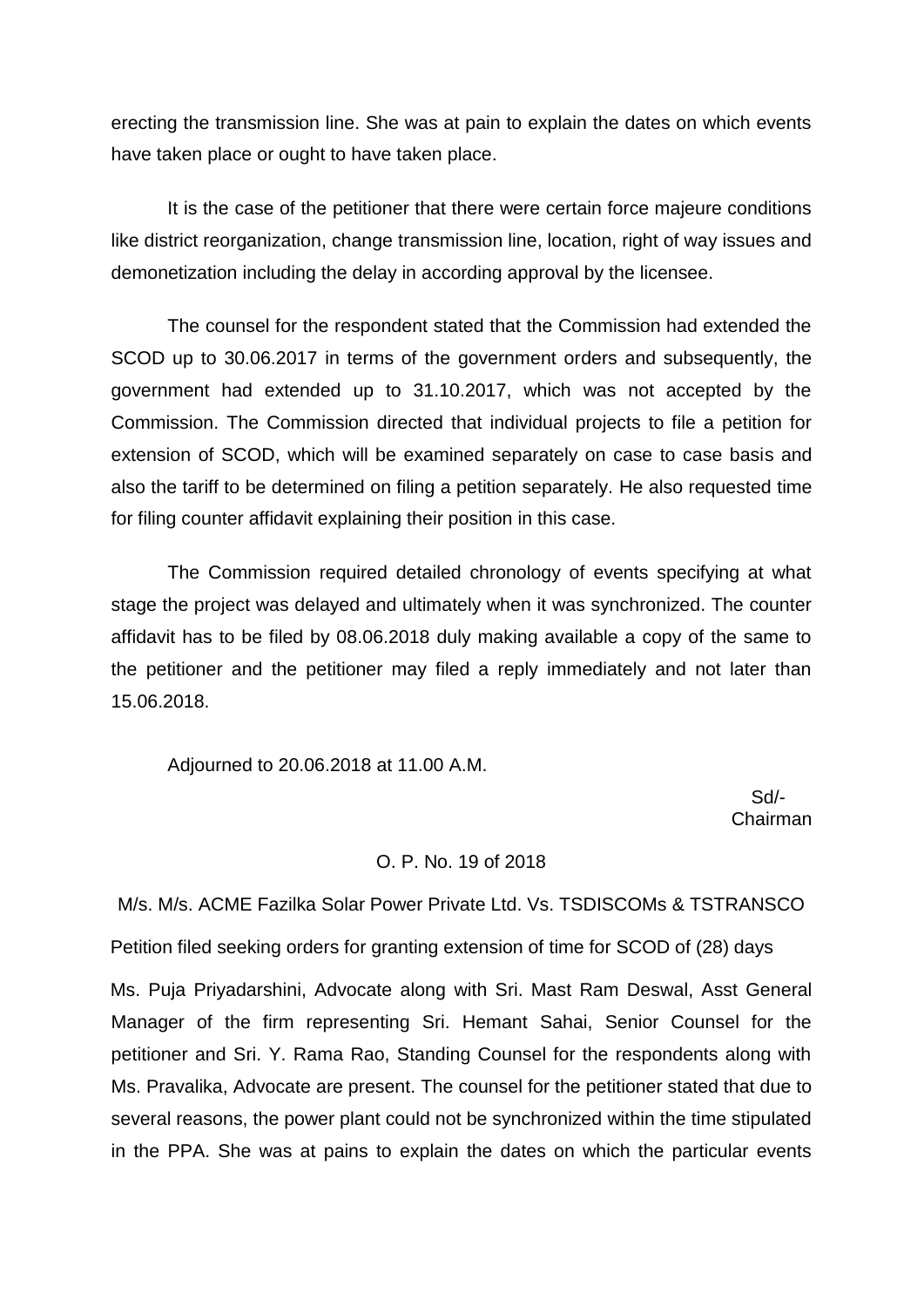erecting the transmission line. She was at pain to explain the dates on which events have taken place or ought to have taken place.

It is the case of the petitioner that there were certain force majeure conditions like district reorganization, change transmission line, location, right of way issues and demonetization including the delay in according approval by the licensee.

The counsel for the respondent stated that the Commission had extended the SCOD up to 30.06.2017 in terms of the government orders and subsequently, the government had extended up to 31.10.2017, which was not accepted by the Commission. The Commission directed that individual projects to file a petition for extension of SCOD, which will be examined separately on case to case basis and also the tariff to be determined on filing a petition separately. He also requested time for filing counter affidavit explaining their position in this case.

The Commission required detailed chronology of events specifying at what stage the project was delayed and ultimately when it was synchronized. The counter affidavit has to be filed by 08.06.2018 duly making available a copy of the same to the petitioner and the petitioner may filed a reply immediately and not later than 15.06.2018.

Adjourned to 20.06.2018 at 11.00 A.M.

Sd/-
Chairman

O. P. No. 19 of 2018

M/s. M/s. ACME Fazilka Solar Power Private Ltd. Vs. TSDISCOMs & TSTRANSCO

Petition filed seeking orders for granting extension of time for SCOD of (28) days

Ms. Puja Priyadarshini, Advocate along with Sri. Mast Ram Deswal, Asst General Manager of the firm representing Sri. Hemant Sahai, Senior Counsel for the petitioner and Sri. Y. Rama Rao, Standing Counsel for the respondents along with Ms. Pravalika, Advocate are present. The counsel for the petitioner stated that due to several reasons, the power plant could not be synchronized within the time stipulated in the PPA. She was at pains to explain the dates on which the particular events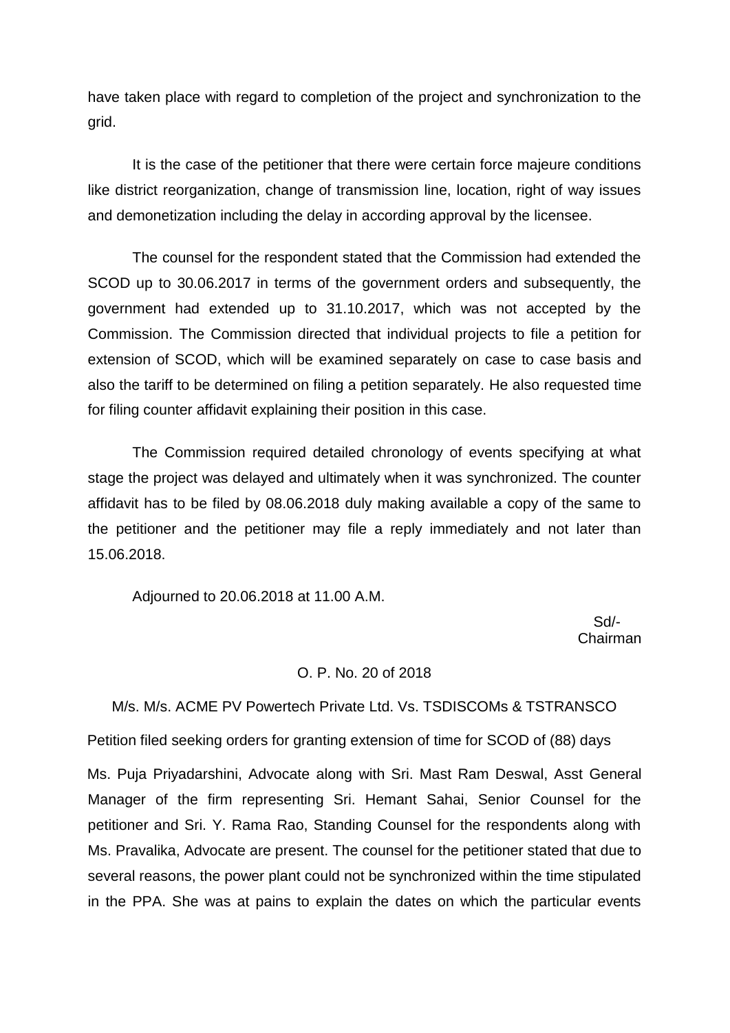have taken place with regard to completion of the project and synchronization to the grid.

It is the case of the petitioner that there were certain force majeure conditions like district reorganization, change of transmission line, location, right of way issues and demonetization including the delay in according approval by the licensee.

The counsel for the respondent stated that the Commission had extended the SCOD up to 30.06.2017 in terms of the government orders and subsequently, the government had extended up to 31.10.2017, which was not accepted by the Commission. The Commission directed that individual projects to file a petition for extension of SCOD, which will be examined separately on case to case basis and also the tariff to be determined on filing a petition separately. He also requested time for filing counter affidavit explaining their position in this case.

The Commission required detailed chronology of events specifying at what stage the project was delayed and ultimately when it was synchronized. The counter affidavit has to be filed by 08.06.2018 duly making available a copy of the same to the petitioner and the petitioner may file a reply immediately and not later than 15.06.2018.

Adjourned to 20.06.2018 at 11.00 A.M.

Sd/-
Chairman

O. P. No. 20 of 2018

M/s. M/s. ACME PV Powertech Private Ltd. Vs. TSDISCOMs & TSTRANSCO

Petition filed seeking orders for granting extension of time for SCOD of (88) days

Ms. Puja Priyadarshini, Advocate along with Sri. Mast Ram Deswal, Asst General Manager of the firm representing Sri. Hemant Sahai, Senior Counsel for the petitioner and Sri. Y. Rama Rao, Standing Counsel for the respondents along with Ms. Pravalika, Advocate are present. The counsel for the petitioner stated that due to several reasons, the power plant could not be synchronized within the time stipulated in the PPA. She was at pains to explain the dates on which the particular events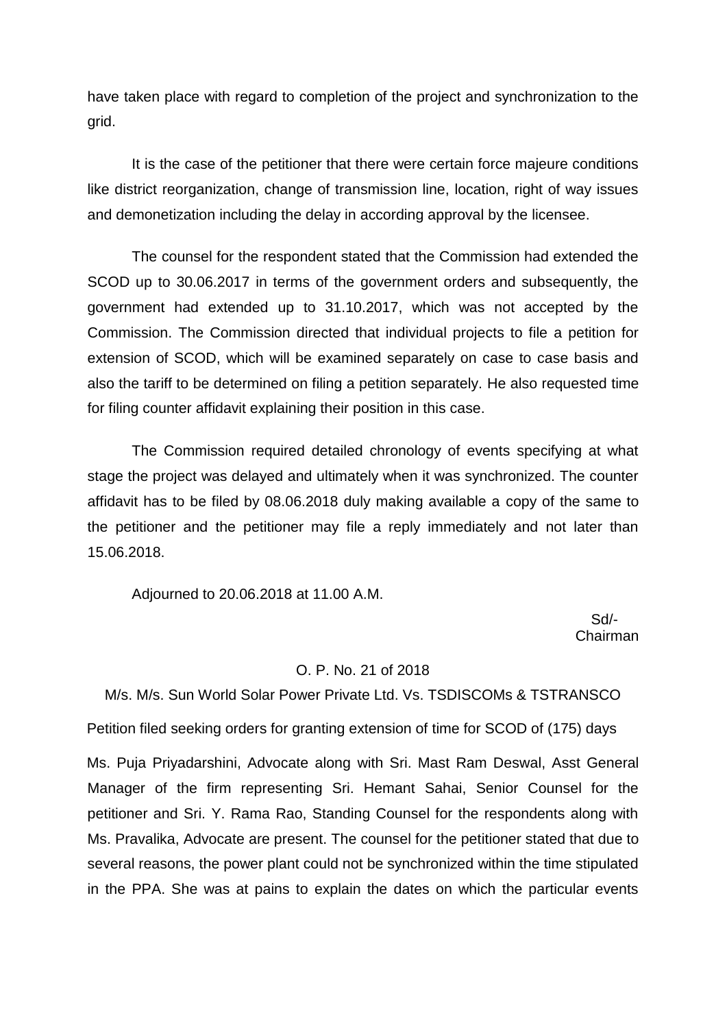have taken place with regard to completion of the project and synchronization to the grid.

It is the case of the petitioner that there were certain force majeure conditions like district reorganization, change of transmission line, location, right of way issues and demonetization including the delay in according approval by the licensee.

The counsel for the respondent stated that the Commission had extended the SCOD up to 30.06.2017 in terms of the government orders and subsequently, the government had extended up to 31.10.2017, which was not accepted by the Commission. The Commission directed that individual projects to file a petition for extension of SCOD, which will be examined separately on case to case basis and also the tariff to be determined on filing a petition separately. He also requested time for filing counter affidavit explaining their position in this case.

The Commission required detailed chronology of events specifying at what stage the project was delayed and ultimately when it was synchronized. The counter affidavit has to be filed by 08.06.2018 duly making available a copy of the same to the petitioner and the petitioner may file a reply immediately and not later than 15.06.2018.

Adjourned to 20.06.2018 at 11.00 A.M.

Sd/-
Chairman

O. P. No. 21 of 2018

M/s. M/s. Sun World Solar Power Private Ltd. Vs. TSDISCOMs & TSTRANSCO

Petition filed seeking orders for granting extension of time for SCOD of (175) days

Ms. Puja Priyadarshini, Advocate along with Sri. Mast Ram Deswal, Asst General Manager of the firm representing Sri. Hemant Sahai, Senior Counsel for the petitioner and Sri. Y. Rama Rao, Standing Counsel for the respondents along with Ms. Pravalika, Advocate are present. The counsel for the petitioner stated that due to several reasons, the power plant could not be synchronized within the time stipulated in the PPA. She was at pains to explain the dates on which the particular events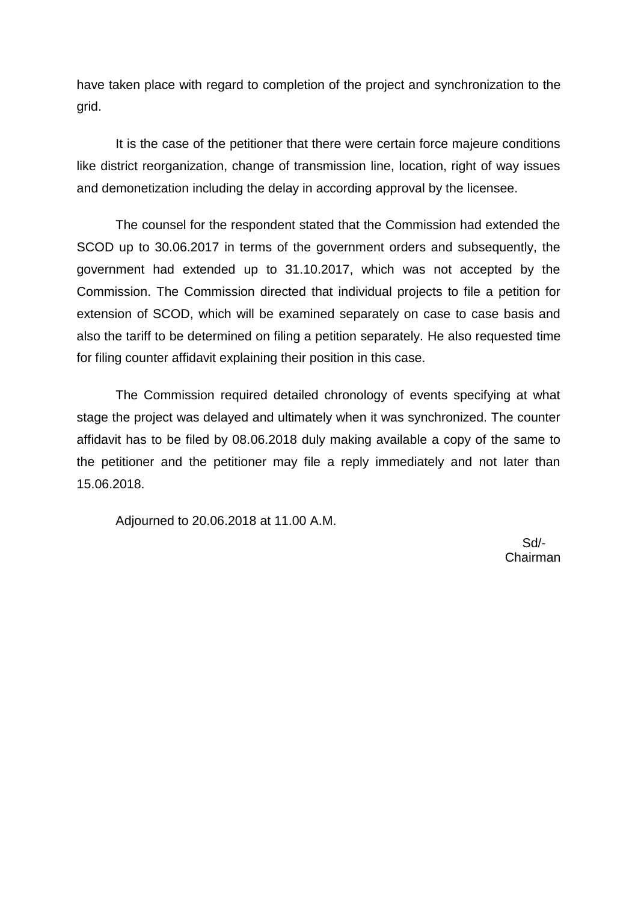have taken place with regard to completion of the project and synchronization to the grid.

It is the case of the petitioner that there were certain force majeure conditions like district reorganization, change of transmission line, location, right of way issues and demonetization including the delay in according approval by the licensee.

The counsel for the respondent stated that the Commission had extended the SCOD up to 30.06.2017 in terms of the government orders and subsequently, the government had extended up to 31.10.2017, which was not accepted by the Commission. The Commission directed that individual projects to file a petition for extension of SCOD, which will be examined separately on case to case basis and also the tariff to be determined on filing a petition separately. He also requested time for filing counter affidavit explaining their position in this case.

The Commission required detailed chronology of events specifying at what stage the project was delayed and ultimately when it was synchronized. The counter affidavit has to be filed by 08.06.2018 duly making available a copy of the same to the petitioner and the petitioner may file a reply immediately and not later than 15.06.2018.

Adjourned to 20.06.2018 at 11.00 A.M.

Sd/-
Chairman